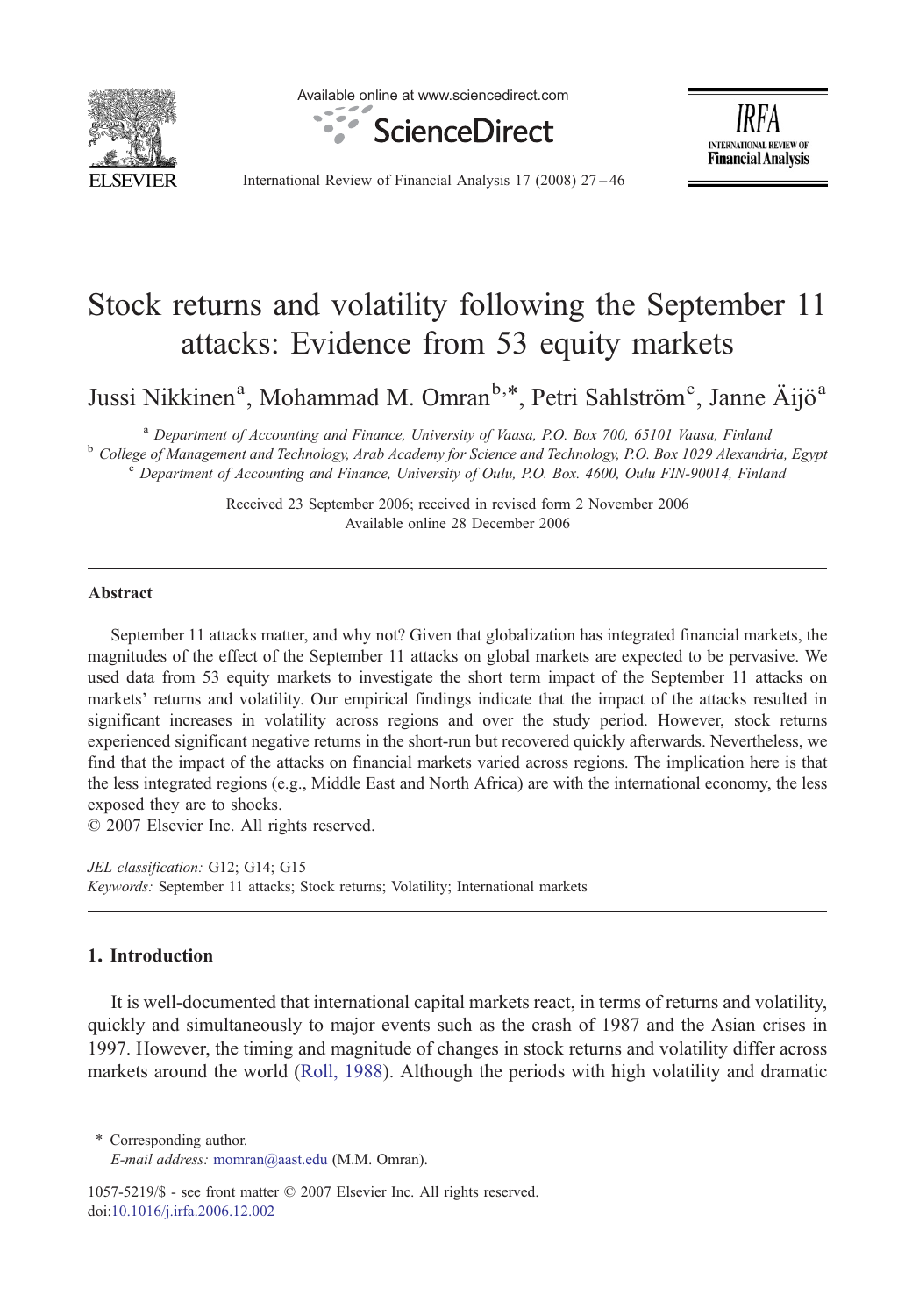Available online at www.sciencedirect.com

ScienceDirect

International Review of Financial Analysis 17 (2008) 27–46

# Stock returns and volatility following the September 11 attacks: Evidence from 53 equity markets

Jussi Nikkinen[a], Mohammad M. Omran[b,*], Petri Sahlström[c], Janne Äijö[a]

[a] Department of Accounting and Finance, University of Vaasa, P.O. Box 700, 65101 Vaasa, Finland

[b] College of Management and Technology, Arab Academy for Science and Technology, P.O. Box 1029 Alexandria, Egypt

[c] Department of Accounting and Finance, University of Oulu, P.O. Box. 4600, Oulu FIN-90014, Finland

Received 23 September 2006; received in revised form 2 November 2006

Available online 28 December 2006

## Abstract

September 11 attacks matter, and why not? Given that globalization has integrated financial markets, the magnitudes of the effect of the September 11 attacks on global markets are expected to be pervasive. We used data from 53 equity markets to investigate the short term impact of the September 11 attacks on markets' returns and volatility. Our empirical findings indicate that the impact of the attacks resulted in significant increases in volatility across regions and over the study period. However, stock returns experienced significant negative returns in the short-run but recovered quickly afterwards. Nevertheless, we find that the impact of the attacks on financial markets varied across regions. The implication here is that the less integrated regions (e.g., Middle East and North Africa) are with the international economy, the less exposed they are to shocks.

© 2007 Elsevier Inc. All rights reserved.

*JEL classification:* G12; G14; G15

*Keywords:* September 11 attacks; Stock returns; Volatility; International markets

## 1. Introduction

It is well-documented that international capital markets react, in terms of returns and volatility, quickly and simultaneously to major events such as the crash of 1987 and the Asian crises in 1997. However, the timing and magnitude of changes in stock returns and volatility differ across markets around the world (Roll, 1988). Although the periods with high volatility and dramatic

---

\* Corresponding author.

*E-mail address:* momran@aast.edu (M.M. Omran).

1057-5219/$ - see front matter © 2007 Elsevier Inc. All rights reserved.

doi:10.1016/j.irfa.2006.12.002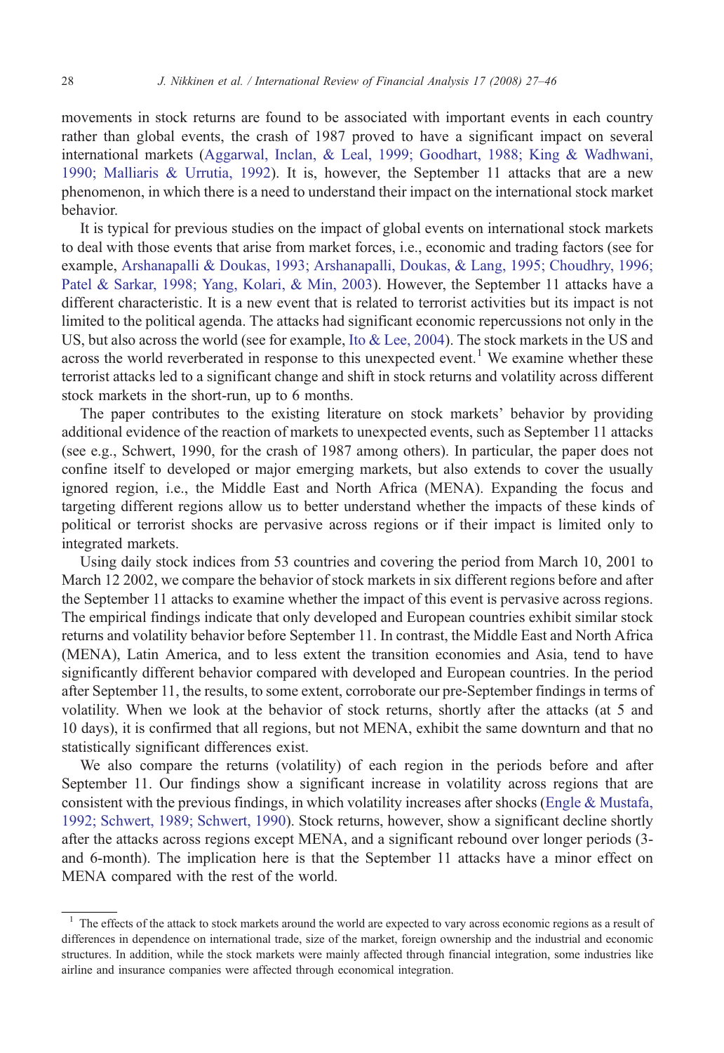movements in stock returns are found to be associated with important events in each country rather than global events, the crash of 1987 proved to have a significant impact on several international markets (Aggarwal, Inclan, & Leal, 1999; Goodhart, 1988; King & Wadhwani, 1990; Malliaris & Urrutia, 1992). It is, however, the September 11 attacks that are a new phenomenon, in which there is a need to understand their impact on the international stock market behavior.

It is typical for previous studies on the impact of global events on international stock markets to deal with those events that arise from market forces, i.e., economic and trading factors (see for example, Arshanapalli & Doukas, 1993; Arshanapalli, Doukas, & Lang, 1995; Choudhry, 1996; Patel & Sarkar, 1998; Yang, Kolari, & Min, 2003). However, the September 11 attacks have a different characteristic. It is a new event that is related to terrorist activities but its impact is not limited to the political agenda. The attacks had significant economic repercussions not only in the US, but also across the world (see for example, Ito & Lee, 2004). The stock markets in the US and across the world reverberated in response to this unexpected event.[1] We examine whether these terrorist attacks led to a significant change and shift in stock returns and volatility across different stock markets in the short-run, up to 6 months.

The paper contributes to the existing literature on stock markets' behavior by providing additional evidence of the reaction of markets to unexpected events, such as September 11 attacks (see e.g., Schwert, 1990, for the crash of 1987 among others). In particular, the paper does not confine itself to developed or major emerging markets, but also extends to cover the usually ignored region, i.e., the Middle East and North Africa (MENA). Expanding the focus and targeting different regions allow us to better understand whether the impacts of these kinds of political or terrorist shocks are pervasive across regions or if their impact is limited only to integrated markets.

Using daily stock indices from 53 countries and covering the period from March 10, 2001 to March 12 2002, we compare the behavior of stock markets in six different regions before and after the September 11 attacks to examine whether the impact of this event is pervasive across regions. The empirical findings indicate that only developed and European countries exhibit similar stock returns and volatility behavior before September 11. In contrast, the Middle East and North Africa (MENA), Latin America, and to less extent the transition economies and Asia, tend to have significantly different behavior compared with developed and European countries. In the period after September 11, the results, to some extent, corroborate our pre-September findings in terms of volatility. When we look at the behavior of stock returns, shortly after the attacks (at 5 and 10 days), it is confirmed that all regions, but not MENA, exhibit the same downturn and that no statistically significant differences exist.

We also compare the returns (volatility) of each region in the periods before and after September 11. Our findings show a significant increase in volatility across regions that are consistent with the previous findings, in which volatility increases after shocks (Engle & Mustafa, 1992; Schwert, 1989; Schwert, 1990). Stock returns, however, show a significant decline shortly after the attacks across regions except MENA, and a significant rebound over longer periods (3- and 6-month). The implication here is that the September 11 attacks have a minor effect on MENA compared with the rest of the world.

[1] The effects of the attack to stock markets around the world are expected to vary across economic regions as a result of differences in dependence on international trade, size of the market, foreign ownership and the industrial and economic structures. In addition, while the stock markets were mainly affected through financial integration, some industries like airline and insurance companies were affected through economical integration.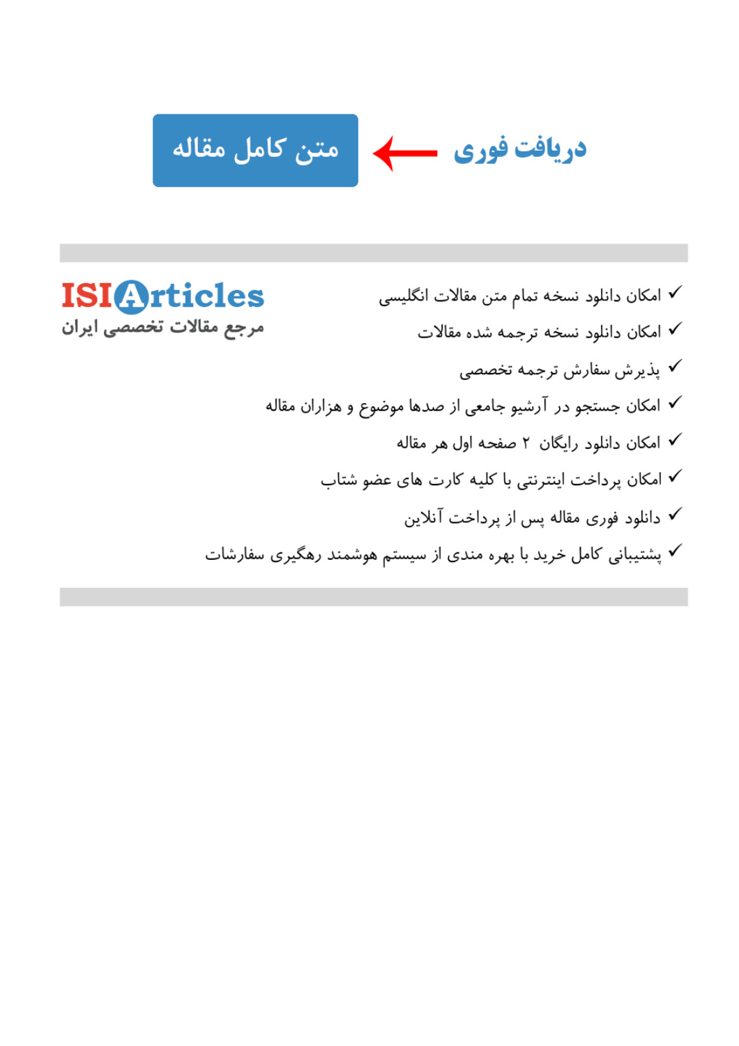دریافت فوری ← متن کامل مقاله

**ISIArticles**
مرجع مقالات تخصصی ایران

- ✓ امکان دانلود نسخه تمام متن مقالات انگلیسی
- ✓ امکان دانلود نسخه ترجمه شده مقالات
- ✓ پذیرش سفارش ترجمه تخصصی
- ✓ امکان جستجو در آرشیو جامعی از صدها موضوع و هزاران مقاله
- ✓ امکان دانلود رایگان ۲ صفحه اول هر مقاله
- ✓ امکان پرداخت اینترنتی با کلیه کارت های عضو شتاب
- ✓ دانلود فوری مقاله پس از پرداخت آنلاین
- ✓ پشتیبانی کامل خرید با بهره مندی از سیستم هوشمند رهگیری سفارشات